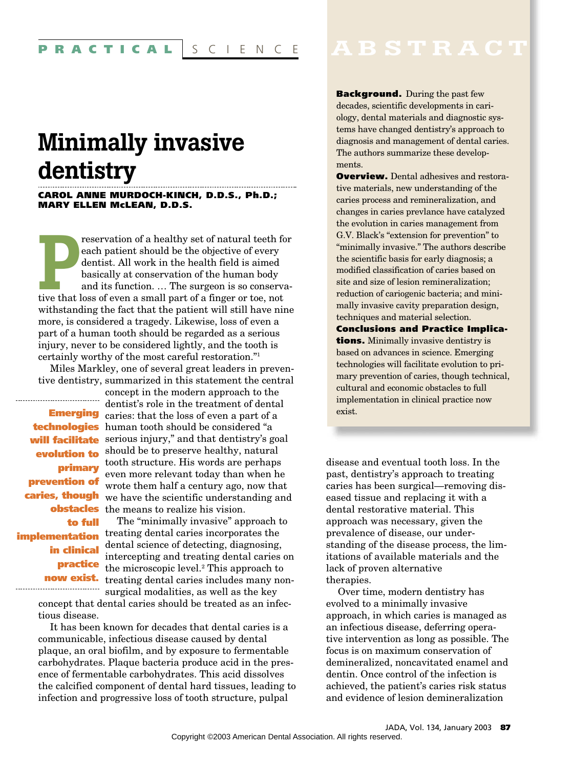PRACTICAL SCIENCE

# Minimally invasive dentistry

**CAROL ANNE MURDOCH-KINCH, D.D.S., Ph.D.; MARY ELLEN McLEAN, D.D.S.**

## ABSTRACT

**Background.** During the past few decades, scientific developments in cariology, dental materials and diagnostic systems have changed dentistry's approach to diagnosis and management of dental caries. The authors summarize these developments.

**Overview.** Dental adhesives and restorative materials, new understanding of the caries process and remineralization, and changes in caries prevlance have catalyzed the evolution in caries management from G.V. Black's "extension for prevention" to "minimally invasive." The authors describe the scientific basis for early diagnosis; a modified classification of caries based on site and size of lesion remineralization; reduction of cariogenic bacteria; and minimally invasive cavity preparation design, techniques and material selection.

**Conclusions and Practice Implications.** Minimally invasive dentistry is based on advances in science. Emerging technologies will facilitate evolution to primary prevention of caries, though technical, cultural and economic obstacles to full implementation in clinical practice now exist.

---

"Preservation of a healthy set of natural teeth for each patient should be the objective of every dentist. All work in the health field is aimed basically at conservation of the human body and its function. … The surgeon is so conservative that loss of even a small part of a finger or toe, not withstanding the fact that the patient will still have nine more, is considered a tragedy. Likewise, loss of even a part of a human tooth should be regarded as a serious injury, never to be considered lightly, and the tooth is certainly worthy of the most careful restoration."[1]

Miles Markley, one of several great leaders in preventive dentistry, summarized in this statement the central concept in the modern approach to the dentist's role in the treatment of dental caries: that the loss of even a part of a human tooth should be considered "a serious injury," and that dentistry's goal should be to preserve healthy, natural tooth structure. His words are perhaps even more relevant today than when he wrote them half a century ago, now that we have the scientific understanding and the means to realize his vision.

> **Emerging technologies will facilitate evolution to primary prevention of caries, though obstacles to full implementation in clinical practice now exist.**

The "minimally invasive" approach to treating dental caries incorporates the dental science of detecting, diagnosing, intercepting and treating dental caries on the microscopic level.[2] This approach to treating dental caries includes many nonsurgical modalities, as well as the key concept that dental caries should be treated as an infectious disease.

It has been known for decades that dental caries is a communicable, infectious disease caused by dental plaque, an oral biofilm, and by exposure to fermentable carbohydrates. Plaque bacteria produce acid in the presence of fermentable carbohydrates. This acid dissolves the calcified component of dental hard tissues, leading to infection and progressive loss of tooth structure, pulpal disease and eventual tooth loss. In the past, dentistry's approach to treating caries has been surgical—removing diseased tissue and replacing it with a dental restorative material. This approach was necessary, given the prevalence of disease, our understanding of the disease process, the limitations of available materials and the lack of proven alternative therapies.

Over time, modern dentistry has evolved to a minimally invasive approach, in which caries is managed as an infectious disease, deferring operative intervention as long as possible. The focus is on maximum conservation of demineralized, noncavitated enamel and dentin. Once control of the infection is achieved, the patient's caries risk status and evidence of lesion demineralization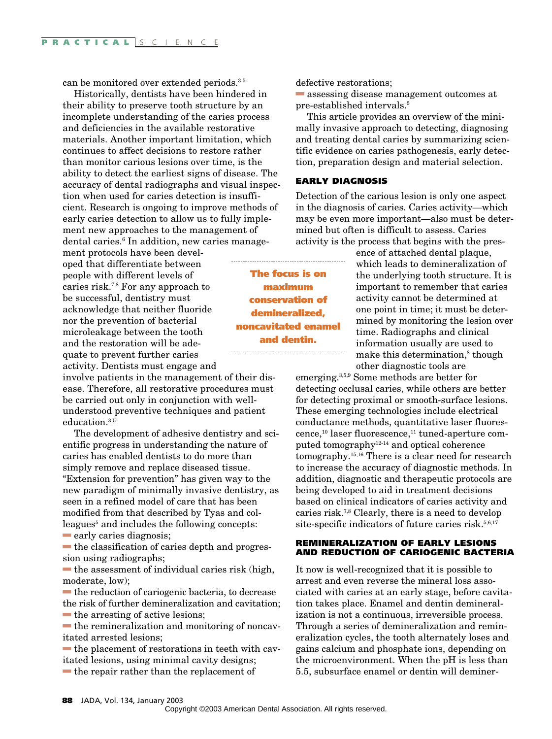can be monitored over extended periods.[3-5]

Historically, dentists have been hindered in their ability to preserve tooth structure by an incomplete understanding of the caries process and deficiencies in the available restorative materials. Another important limitation, which continues to affect decisions to restore rather than monitor carious lesions over time, is the ability to detect the earliest signs of disease. The accuracy of dental radiographs and visual inspection when used for caries detection is insufficient. Research is ongoing to improve methods of early caries detection to allow us to fully implement new approaches to the management of dental caries.[6] In addition, new caries management protocols have been developed that differentiate between people with different levels of caries risk.[7,8] For any approach to be successful, dentistry must acknowledge that neither fluoride nor the prevention of bacterial microleakage between the tooth and the restoration will be adequate to prevent further caries activity. Dentists must engage and involve patients in the management of their disease. Therefore, all restorative procedures must be carried out only in conjunction with well-understood preventive techniques and patient education.[3-5]

**The focus is on maximum conservation of demineralized, noncavitated enamel and dentin.**

The development of adhesive dentistry and scientific progress in understanding the nature of caries has enabled dentists to do more than simply remove and replace diseased tissue. "Extension for prevention" has given way to the new paradigm of minimally invasive dentistry, as seen in a refined model of care that has been modified from that described by Tyas and colleagues[5] and includes the following concepts:

- early caries diagnosis;
- the classification of caries depth and progression using radiographs;
- the assessment of individual caries risk (high, moderate, low);
- the reduction of cariogenic bacteria, to decrease the risk of further demineralization and cavitation;
- the arresting of active lesions;
- the remineralization and monitoring of noncavitated arrested lesions;
- the placement of restorations in teeth with cavitated lesions, using minimal cavity designs;
- the repair rather than the replacement of defective restorations;
- assessing disease management outcomes at pre-established intervals.[5]

This article provides an overview of the minimally invasive approach to detecting, diagnosing and treating dental caries by summarizing scientific evidence on caries pathogenesis, early detection, preparation design and material selection.

## EARLY DIAGNOSIS

Detection of the carious lesion is only one aspect in the diagnosis of caries. Caries activity—which may be even more important—also must be determined but often is difficult to assess. Caries activity is the process that begins with the presence of attached dental plaque, which leads to demineralization of the underlying tooth structure. It is important to remember that caries activity cannot be determined at one point in time; it must be determined by monitoring the lesion over time. Radiographs and clinical information usually are used to make this determination,[8] though other diagnostic tools are emerging.[3,5,9] Some methods are better for detecting occlusal caries, while others are better for detecting proximal or smooth-surface lesions. These emerging technologies include electrical conductance methods, quantitative laser fluorescence,[10] laser fluorescence,[11] tuned-aperture computed tomography[12-14] and optical coherence tomography.[15,16] There is a clear need for research to increase the accuracy of diagnostic methods. In addition, diagnostic and therapeutic protocols are being developed to aid in treatment decisions based on clinical indicators of caries activity and caries risk.[7,8] Clearly, there is a need to develop site-specific indicators of future caries risk.[5,6,17]

## REMINERALIZATION OF EARLY LESIONS AND REDUCTION OF CARIOGENIC BACTERIA

It now is well-recognized that it is possible to arrest and even reverse the mineral loss associated with caries at an early stage, before cavitation takes place. Enamel and dentin demineralization is not a continuous, irreversible process. Through a series of demineralization and remineralization cycles, the tooth alternately loses and gains calcium and phosphate ions, depending on the microenvironment. When the pH is less than 5.5, subsurface enamel or dentin will deminer-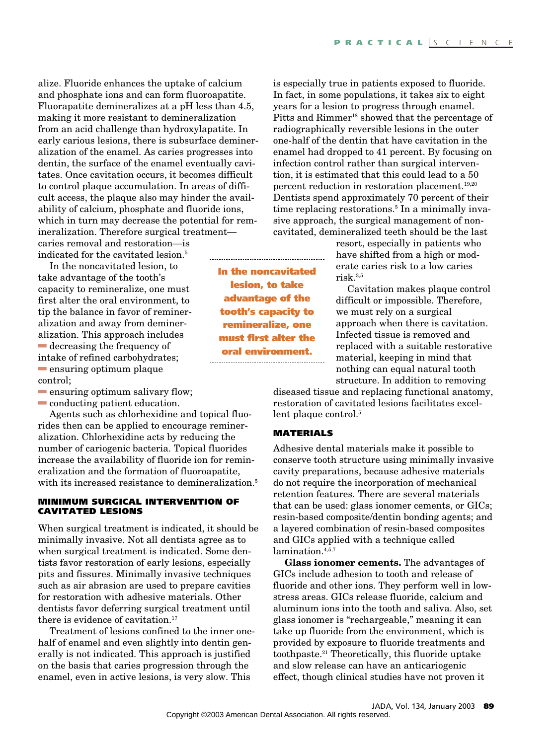alize. Fluoride enhances the uptake of calcium and phosphate ions and can form fluoroapatite. Fluorapatite demineralizes at a pH less than 4.5, making it more resistant to demineralization from an acid challenge than hydroxylapatite. In early carious lesions, there is subsurface demineralization of the enamel. As caries progresses into dentin, the surface of the enamel eventually cavitates. Once cavitation occurs, it becomes difficult to control plaque accumulation. In areas of difficult access, the plaque also may hinder the availability of calcium, phosphate and fluoride ions, which in turn may decrease the potential for remineralization. Therefore surgical treatment—caries removal and restoration—is indicated for the cavitated lesion.[5]

In the noncavitated lesion, to take advantage of the tooth's capacity to remineralize, one must first alter the oral environment, to tip the balance in favor of remineralization and away from demineralization. This approach includes

- decreasing the frequency of intake of refined carbohydrates;
- ensuring optimum plaque control;
- ensuring optimum salivary flow;
- conducting patient education.

Agents such as chlorhexidine and topical fluorides then can be applied to encourage remineralization. Chlorhexidine acts by reducing the number of cariogenic bacteria. Topical fluorides increase the availability of fluoride ion for remineralization and the formation of fluoroapatite, with its increased resistance to demineralization.[5]

**In the noncavitated lesion, to take advantage of the tooth's capacity to remineralize, one must first alter the oral environment.**

### MINIMUM SURGICAL INTERVENTION OF CAVITATED LESIONS

When surgical treatment is indicated, it should be minimally invasive. Not all dentists agree as to when surgical treatment is indicated. Some dentists favor restoration of early lesions, especially pits and fissures. Minimally invasive techniques such as air abrasion are used to prepare cavities for restoration with adhesive materials. Other dentists favor deferring surgical treatment until there is evidence of cavitation.[17]

Treatment of lesions confined to the inner one-half of enamel and even slightly into dentin generally is not indicated. This approach is justified on the basis that caries progression through the enamel, even in active lesions, is very slow. This is especially true in patients exposed to fluoride. In fact, in some populations, it takes six to eight years for a lesion to progress through enamel. Pitts and Rimmer[18] showed that the percentage of radiographically reversible lesions in the outer one-half of the dentin that have cavitation in the enamel had dropped to 41 percent. By focusing on infection control rather than surgical intervention, it is estimated that this could lead to a 50 percent reduction in restoration placement.[19,20] Dentists spend approximately 70 percent of their time replacing restorations.[5] In a minimally invasive approach, the surgical management of noncavitated, demineralized teeth should be the last resort, especially in patients who have shifted from a high or moderate caries risk to a low caries risk.[3,5]

Cavitation makes plaque control difficult or impossible. Therefore, we must rely on a surgical approach when there is cavitation. Infected tissue is removed and replaced with a suitable restorative material, keeping in mind that nothing can equal natural tooth structure. In addition to removing diseased tissue and replacing functional anatomy, restoration of cavitated lesions facilitates excellent plaque control.[5]

### MATERIALS

Adhesive dental materials make it possible to conserve tooth structure using minimally invasive cavity preparations, because adhesive materials do not require the incorporation of mechanical retention features. There are several materials that can be used: glass ionomer cements, or GICs; resin-based composite/dentin bonding agents; and a layered combination of resin-based composites and GICs applied with a technique called lamination.[4,5,7]

**Glass ionomer cements.** The advantages of GICs include adhesion to tooth and release of fluoride and other ions. They perform well in low-stress areas. GICs release fluoride, calcium and aluminum ions into the tooth and saliva. Also, set glass ionomer is "rechargeable," meaning it can take up fluoride from the environment, which is provided by exposure to fluoride treatments and toothpaste.[21] Theoretically, this fluoride uptake and slow release can have an anticariogenic effect, though clinical studies have not proven it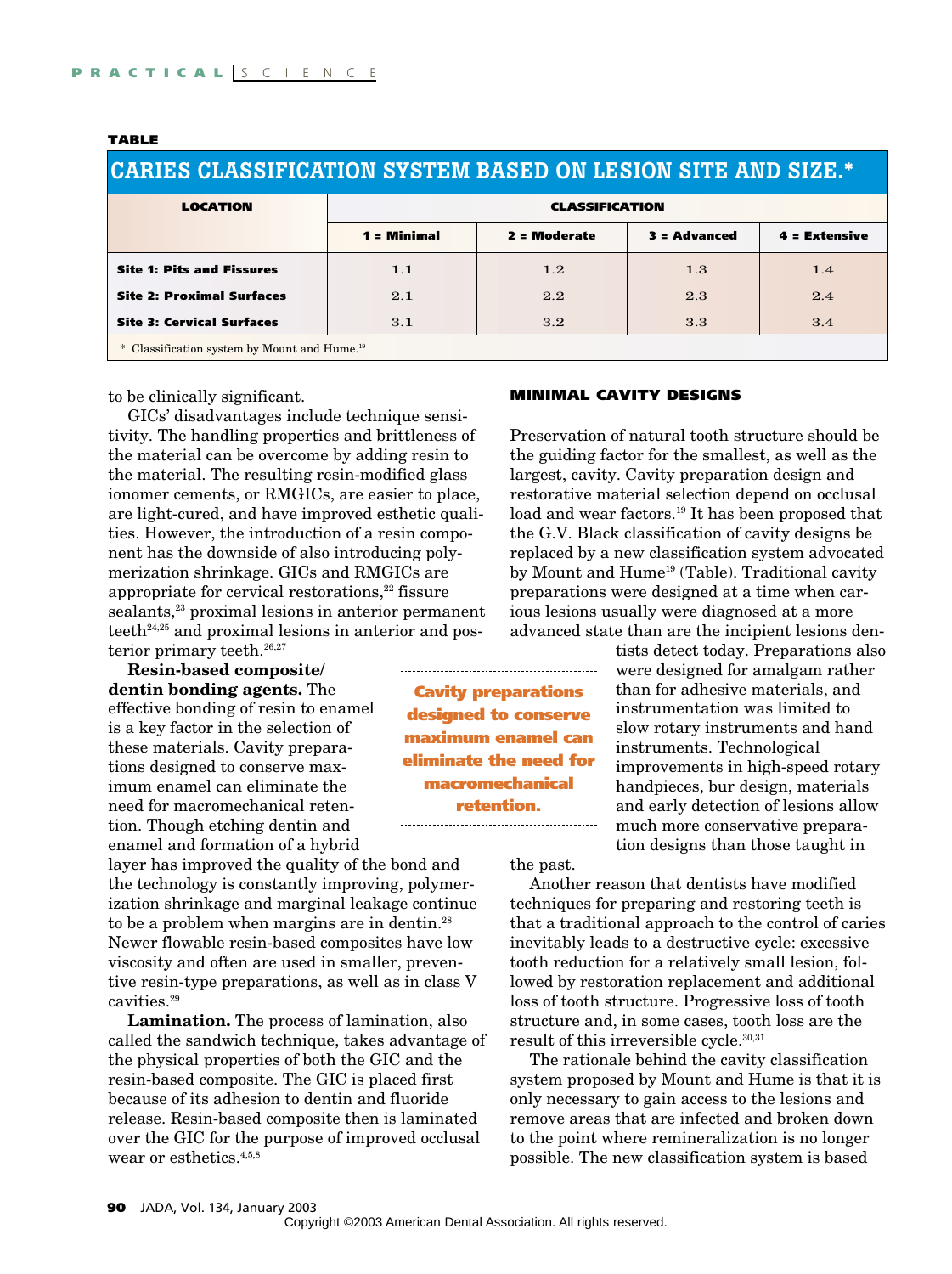**TABLE**

**CARIES CLASSIFICATION SYSTEM BASED ON LESION SITE AND SIZE.***

| LOCATION | CLASSIFICATION | | | |
|---|---|---|---|---|
| | 1 = Minimal | 2 = Moderate | 3 = Advanced | 4 = Extensive |
| **Site 1: Pits and Fissures** | 1.1 | 1.2 | 1.3 | 1.4 |
| **Site 2: Proximal Surfaces** | 2.1 | 2.2 | 2.3 | 2.4 |
| **Site 3: Cervical Surfaces** | 3.1 | 3.2 | 3.3 | 3.4 |

\* Classification system by Mount and Hume.[19]

to be clinically significant.

GICs' disadvantages include technique sensitivity. The handling properties and brittleness of the material can be overcome by adding resin to the material. The resulting resin-modified glass ionomer cements, or RMGICs, are easier to place, are light-cured, and have improved esthetic qualities. However, the introduction of a resin component has the downside of also introducing polymerization shrinkage. GICs and RMGICs are appropriate for cervical restorations,[22] fissure sealants,[23] proximal lesions in anterior permanent teeth[24,25] and proximal lesions in anterior and posterior primary teeth.[26,27]

**Resin-based composite/dentin bonding agents.** The effective bonding of resin to enamel is a key factor in the selection of these materials. Cavity preparations designed to conserve maximum enamel can eliminate the need for macromechanical retention. Though etching dentin and enamel and formation of a hybrid layer has improved the quality of the bond and the technology is constantly improving, polymerization shrinkage and marginal leakage continue to be a problem when margins are in dentin.[28] Newer flowable resin-based composites have low viscosity and often are used in smaller, preventive resin-type preparations, as well as in class V cavities.[29]

**Lamination.** The process of lamination, also called the sandwich technique, takes advantage of the physical properties of both the GIC and the resin-based composite. The GIC is placed first because of its adhesion to dentin and fluoride release. Resin-based composite then is laminated over the GIC for the purpose of improved occlusal wear or esthetics.[4,5,8]

**Cavity preparations designed to conserve maximum enamel can eliminate the need for macromechanical retention.**

## MINIMAL CAVITY DESIGNS

Preservation of natural tooth structure should be the guiding factor for the smallest, as well as the largest, cavity. Cavity preparation design and restorative material selection depend on occlusal load and wear factors.[19] It has been proposed that the G.V. Black classification of cavity designs be replaced by a new classification system advocated by Mount and Hume[19] (Table). Traditional cavity preparations were designed at a time when carious lesions usually were diagnosed at a more advanced state than are the incipient lesions dentists detect today. Preparations also were designed for amalgam rather than for adhesive materials, and instrumentation was limited to slow rotary instruments and hand instruments. Technological improvements in high-speed rotary handpieces, bur design, materials and early detection of lesions allow much more conservative preparation designs than those taught in the past.

Another reason that dentists have modified techniques for preparing and restoring teeth is that a traditional approach to the control of caries inevitably leads to a destructive cycle: excessive tooth reduction for a relatively small lesion, followed by restoration replacement and additional loss of tooth structure. Progressive loss of tooth structure and, in some cases, tooth loss are the result of this irreversible cycle.[30,31]

The rationale behind the cavity classification system proposed by Mount and Hume is that it is only necessary to gain access to the lesions and remove areas that are infected and broken down to the point where remineralization is no longer possible. The new classification system is based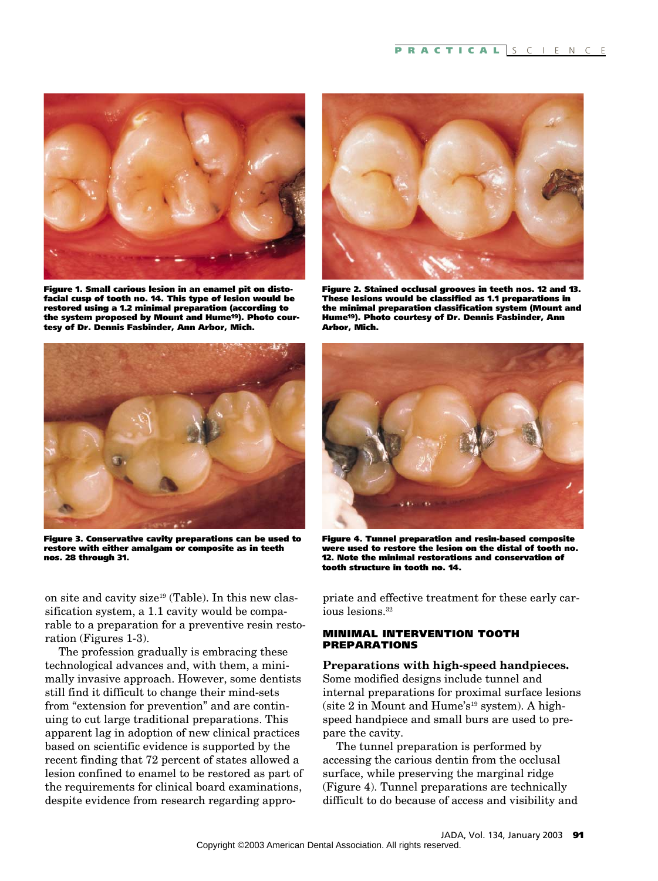Figure 1. Small carious lesion in an enamel pit on distofacial cusp of tooth no. 14. This type of lesion would be restored using a 1.2 minimal preparation (according to the system proposed by Mount and Hume[19]). Photo courtesy of Dr. Dennis Fasbinder, Ann Arbor, Mich.

Figure 2. Stained occlusal grooves in teeth nos. 12 and 13. These lesions would be classified as 1.1 preparations in the minimal preparation classification system (Mount and Hume[19]). Photo courtesy of Dr. Dennis Fasbinder, Ann Arbor, Mich.

Figure 3. Conservative cavity preparations can be used to restore with either amalgam or composite as in teeth nos. 28 through 31.

Figure 4. Tunnel preparation and resin-based composite were used to restore the lesion on the distal of tooth no. 12. Note the minimal restorations and conservation of tooth structure in tooth no. 14.

on site and cavity size[19] (Table). In this new classification system, a 1.1 cavity would be comparable to a preparation for a preventive resin restoration (Figures 1-3).

The profession gradually is embracing these technological advances and, with them, a minimally invasive approach. However, some dentists still find it difficult to change their mind-sets from "extension for prevention" and are continuing to cut large traditional preparations. This apparent lag in adoption of new clinical practices based on scientific evidence is supported by the recent finding that 72 percent of states allowed a lesion confined to enamel to be restored as part of the requirements for clinical board examinations, despite evidence from research regarding appropriate and effective treatment for these early carious lesions.[32]

## MINIMAL INTERVENTION TOOTH PREPARATIONS

**Preparations with high-speed handpieces.** Some modified designs include tunnel and internal preparations for proximal surface lesions (site 2 in Mount and Hume's[19] system). A high-speed handpiece and small burs are used to prepare the cavity.

The tunnel preparation is performed by accessing the carious dentin from the occlusal surface, while preserving the marginal ridge (Figure 4). Tunnel preparations are technically difficult to do because of access and visibility and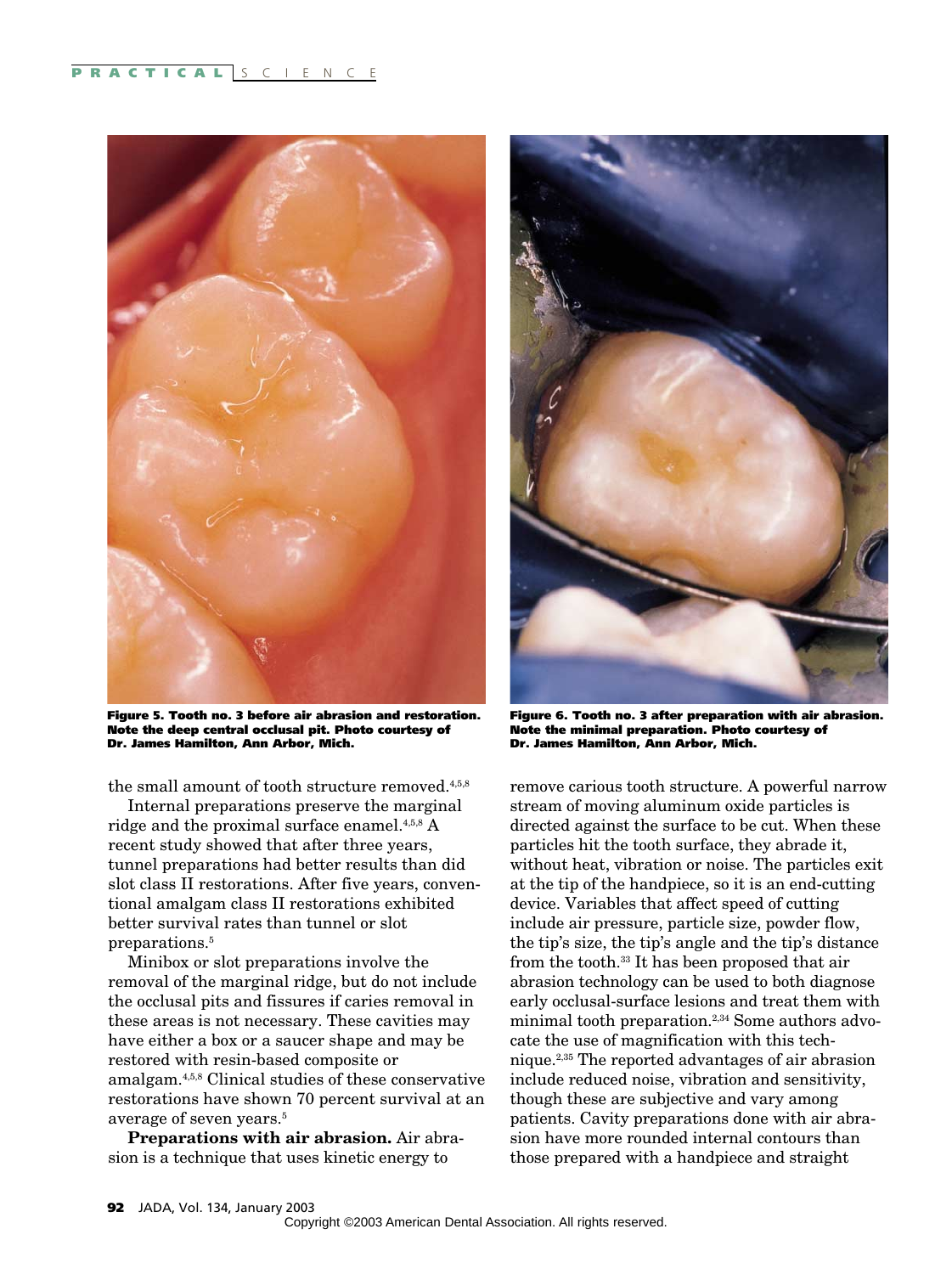Figure 5. Tooth no. 3 before air abrasion and restoration. Note the deep central occlusal pit. Photo courtesy of Dr. James Hamilton, Ann Arbor, Mich.

Figure 6. Tooth no. 3 after preparation with air abrasion. Note the minimal preparation. Photo courtesy of Dr. James Hamilton, Ann Arbor, Mich.

the small amount of tooth structure removed.[4,5,8]

Internal preparations preserve the marginal ridge and the proximal surface enamel.[4,5,8] A recent study showed that after three years, tunnel preparations had better results than did slot class II restorations. After five years, conventional amalgam class II restorations exhibited better survival rates than tunnel or slot preparations.[5]

Minibox or slot preparations involve the removal of the marginal ridge, but do not include the occlusal pits and fissures if caries removal in these areas is not necessary. These cavities may have either a box or a saucer shape and may be restored with resin-based composite or amalgam.[4,5,8] Clinical studies of these conservative restorations have shown 70 percent survival at an average of seven years.[5]

**Preparations with air abrasion.** Air abrasion is a technique that uses kinetic energy to remove carious tooth structure. A powerful narrow stream of moving aluminum oxide particles is directed against the surface to be cut. When these particles hit the tooth surface, they abrade it, without heat, vibration or noise. The particles exit at the tip of the handpiece, so it is an end-cutting device. Variables that affect speed of cutting include air pressure, particle size, powder flow, the tip's size, the tip's angle and the tip's distance from the tooth.[33] It has been proposed that air abrasion technology can be used to both diagnose early occlusal-surface lesions and treat them with minimal tooth preparation.[2,34] Some authors advocate the use of magnification with this technique.[2,35] The reported advantages of air abrasion include reduced noise, vibration and sensitivity, though these are subjective and vary among patients. Cavity preparations done with air abrasion have more rounded internal contours than those prepared with a handpiece and straight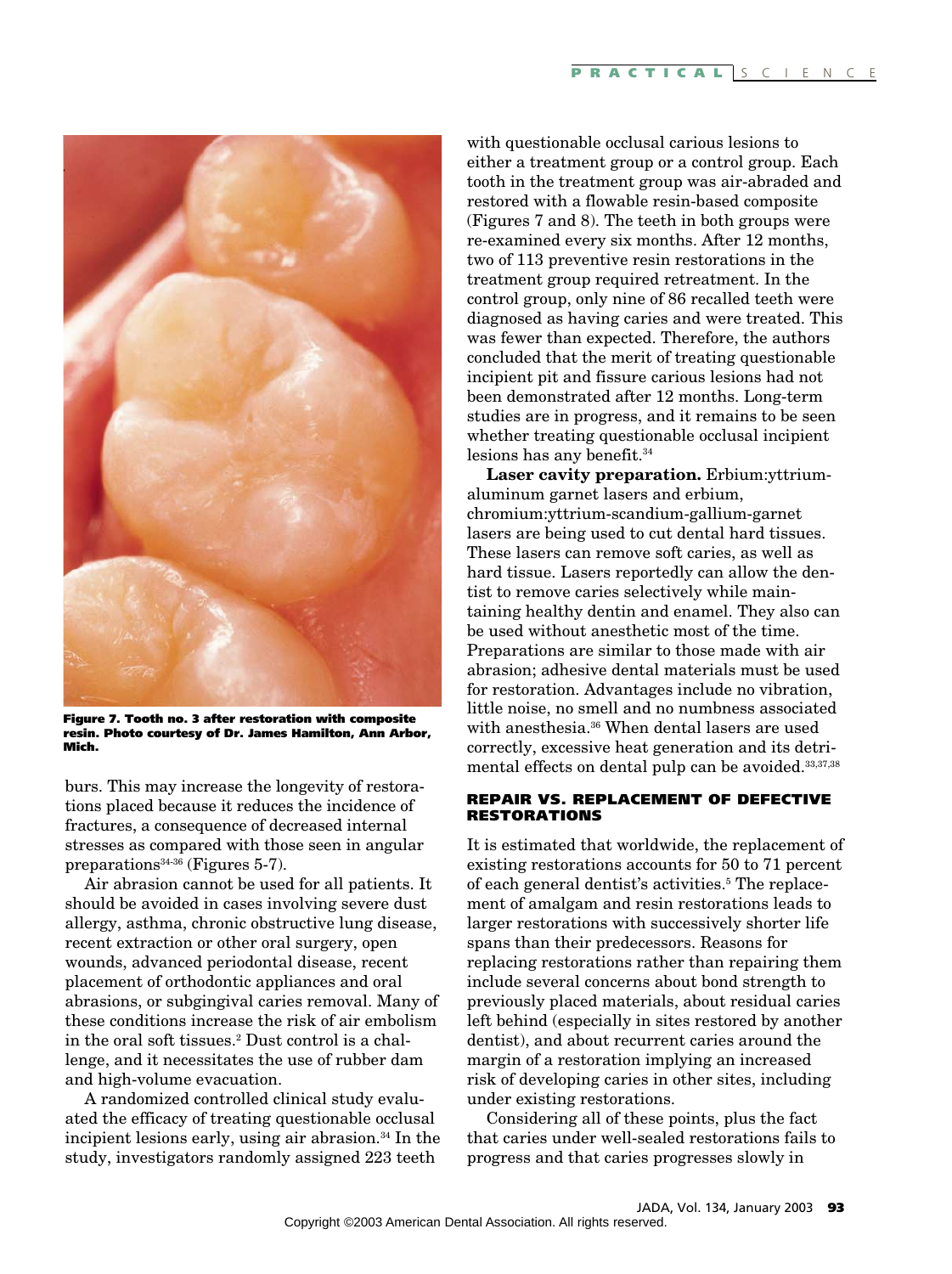Figure 7. Tooth no. 3 after restoration with composite resin. Photo courtesy of Dr. James Hamilton, Ann Arbor, Mich.

burs. This may increase the longevity of restorations placed because it reduces the incidence of fractures, a consequence of decreased internal stresses as compared with those seen in angular preparations[34-36] (Figures 5-7).

Air abrasion cannot be used for all patients. It should be avoided in cases involving severe dust allergy, asthma, chronic obstructive lung disease, recent extraction or other oral surgery, open wounds, advanced periodontal disease, recent placement of orthodontic appliances and oral abrasions, or subgingival caries removal. Many of these conditions increase the risk of air embolism in the oral soft tissues.[2] Dust control is a challenge, and it necessitates the use of rubber dam and high-volume evacuation.

A randomized controlled clinical study evaluated the efficacy of treating questionable occlusal incipient lesions early, using air abrasion.[34] In the study, investigators randomly assigned 223 teeth with questionable occlusal carious lesions to either a treatment group or a control group. Each tooth in the treatment group was air-abraded and restored with a flowable resin-based composite (Figures 7 and 8). The teeth in both groups were re-examined every six months. After 12 months, two of 113 preventive resin restorations in the treatment group required retreatment. In the control group, only nine of 86 recalled teeth were diagnosed as having caries and were treated. This was fewer than expected. Therefore, the authors concluded that the merit of treating questionable incipient pit and fissure carious lesions had not been demonstrated after 12 months. Long-term studies are in progress, and it remains to be seen whether treating questionable occlusal incipient lesions has any benefit.[34]

**Laser cavity preparation.** Erbium:yttrium-aluminum garnet lasers and erbium, chromium:yttrium-scandium-gallium-garnet lasers are being used to cut dental hard tissues. These lasers can remove soft caries, as well as hard tissue. Lasers reportedly can allow the dentist to remove caries selectively while maintaining healthy dentin and enamel. They also can be used without anesthetic most of the time. Preparations are similar to those made with air abrasion; adhesive dental materials must be used for restoration. Advantages include no vibration, little noise, no smell and no numbness associated with anesthesia.[36] When dental lasers are used correctly, excessive heat generation and its detrimental effects on dental pulp can be avoided.[33,37,38]

## REPAIR VS. REPLACEMENT OF DEFECTIVE RESTORATIONS

It is estimated that worldwide, the replacement of existing restorations accounts for 50 to 71 percent of each general dentist's activities.[5] The replacement of amalgam and resin restorations leads to larger restorations with successively shorter life spans than their predecessors. Reasons for replacing restorations rather than repairing them include several concerns about bond strength to previously placed materials, about residual caries left behind (especially in sites restored by another dentist), and about recurrent caries around the margin of a restoration implying an increased risk of developing caries in other sites, including under existing restorations.

Considering all of these points, plus the fact that caries under well-sealed restorations fails to progress and that caries progresses slowly in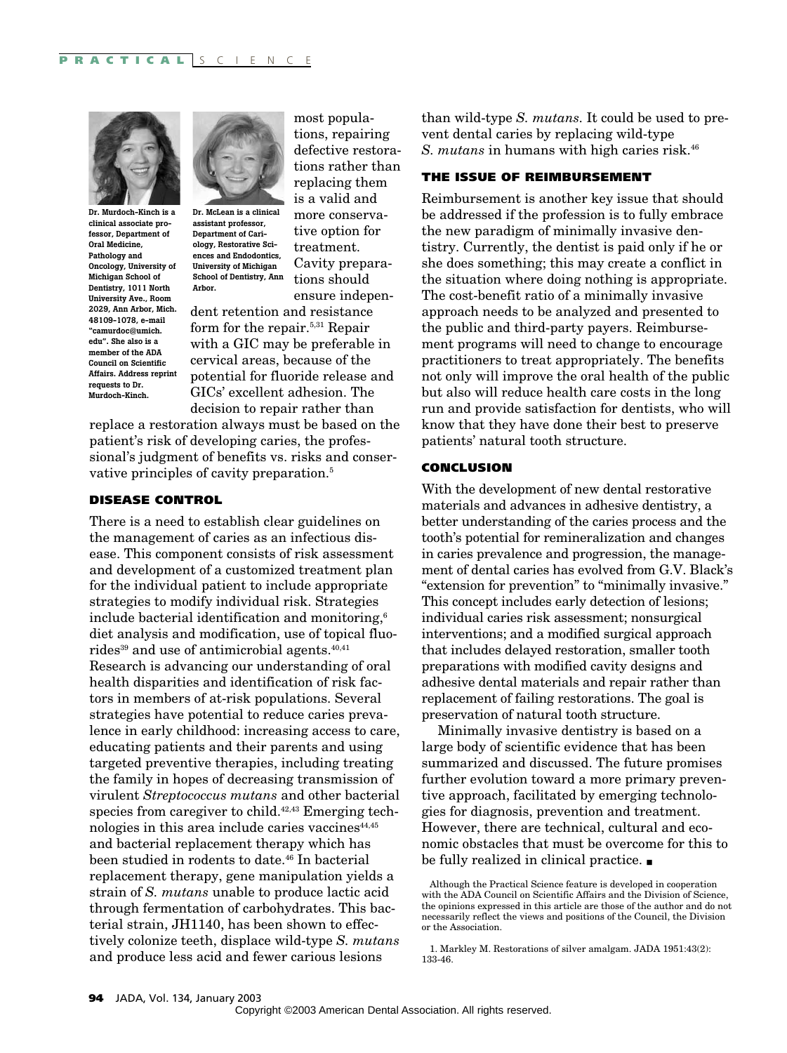Dr. Murdoch-Kinch is a clinical associate professor, Department of Oral Medicine, Pathology and Oncology, University of Michigan School of Dentistry, 1011 North University Ave., Room 2029, Ann Arbor, Mich. 48109-1078, e-mail "camurdoc@umich.edu". She also is a member of the ADA Council on Scientific Affairs. Address reprint requests to Dr. Murdoch-Kinch.

Dr. McLean is a clinical assistant professor, Department of Cariology, Restorative Sciences and Endodontics, University of Michigan School of Dentistry, Ann Arbor.

most populations, repairing defective restorations rather than replacing them is a valid and more conservative option for treatment. Cavity preparations should ensure independent retention and resistance form for the repair.[5,31] Repair with a GIC may be preferable in cervical areas, because of the potential for fluoride release and GICs' excellent adhesion. The decision to repair rather than replace a restoration always must be based on the patient's risk of developing caries, the professional's judgment of benefits vs. risks and conservative principles of cavity preparation.[5]

### DISEASE CONTROL

There is a need to establish clear guidelines on the management of caries as an infectious disease. This component consists of risk assessment and development of a customized treatment plan for the individual patient to include appropriate strategies to modify individual risk. Strategies include bacterial identification and monitoring,[6] diet analysis and modification, use of topical fluorides[39] and use of antimicrobial agents.[40,41] Research is advancing our understanding of oral health disparities and identification of risk factors in members of at-risk populations. Several strategies have potential to reduce caries prevalence in early childhood: increasing access to care, educating patients and their parents and using targeted preventive therapies, including treating the family in hopes of decreasing transmission of virulent *Streptococcus mutans* and other bacterial species from caregiver to child.[42,43] Emerging technologies in this area include caries vaccines[44,45] and bacterial replacement therapy which has been studied in rodents to date.[46] In bacterial replacement therapy, gene manipulation yields a strain of *S. mutans* unable to produce lactic acid through fermentation of carbohydrates. This bacterial strain, JH1140, has been shown to effectively colonize teeth, displace wild-type *S. mutans* and produce less acid and fewer carious lesions than wild-type *S. mutans*. It could be used to prevent dental caries by replacing wild-type *S. mutans* in humans with high caries risk.[46]

### THE ISSUE OF REIMBURSEMENT

Reimbursement is another key issue that should be addressed if the profession is to fully embrace the new paradigm of minimally invasive dentistry. Currently, the dentist is paid only if he or she does something; this may create a conflict in the situation where doing nothing is appropriate. The cost-benefit ratio of a minimally invasive approach needs to be analyzed and presented to the public and third-party payers. Reimbursement programs will need to change to encourage practitioners to treat appropriately. The benefits not only will improve the oral health of the public but also will reduce health care costs in the long run and provide satisfaction for dentists, who will know that they have done their best to preserve patients' natural tooth structure.

### CONCLUSION

With the development of new dental restorative materials and advances in adhesive dentistry, a better understanding of the caries process and the tooth's potential for remineralization and changes in caries prevalence and progression, the management of dental caries has evolved from G.V. Black's "extension for prevention" to "minimally invasive." This concept includes early detection of lesions; individual caries risk assessment; nonsurgical interventions; and a modified surgical approach that includes delayed restoration, smaller tooth preparations with modified cavity designs and adhesive dental materials and repair rather than replacement of failing restorations. The goal is preservation of natural tooth structure.

Minimally invasive dentistry is based on a large body of scientific evidence that has been summarized and discussed. The future promises further evolution toward a more primary preventive approach, facilitated by emerging technologies for diagnosis, prevention and treatment. However, there are technical, cultural and economic obstacles that must be overcome for this to be fully realized in clinical practice. ■

Although the Practical Science feature is developed in cooperation with the ADA Council on Scientific Affairs and the Division of Science, the opinions expressed in this article are those of the author and do not necessarily reflect the views and positions of the Council, the Division or the Association.

1. Markley M. Restorations of silver amalgam. JADA 1951:43(2):133-46.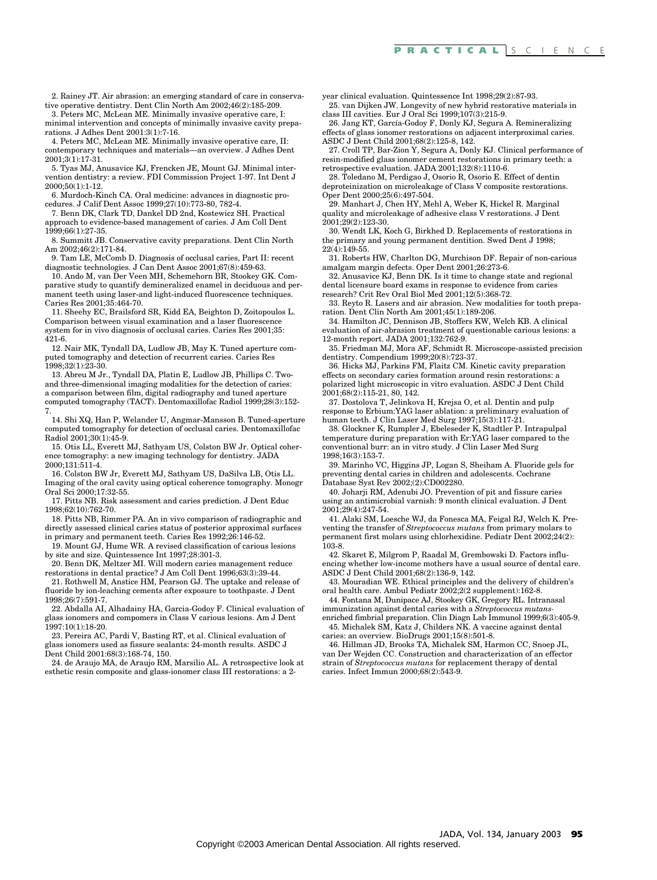2. Rainey JT. Air abrasion: an emerging standard of care in conservative operative dentistry. Dent Clin North Am 2002;46(2):185-209.

3. Peters MC, McLean ME. Minimally invasive operative care, I: minimal intervention and concepts of minimally invasive cavity preparations. J Adhes Dent 2001:3(1):7-16.

4. Peters MC, McLean ME. Minimally invasive operative care, II: contemporary techniques and materials—an overview. J Adhes Dent 2001;3(1):17-31.

5. Tyas MJ, Anusavice KJ, Frencken JE, Mount GJ. Minimal intervention dentistry: a review. FDI Commission Project 1-97. Int Dent J 2000;50(1):1-12.

6. Murdoch-Kinch CA. Oral medicine: advances in diagnostic procedures. J Calif Dent Assoc 1999;27(10):773-80, 782-4.

7. Benn DK, Clark TD, Dankel DD 2nd, Kostewicz SH. Practical approach to evidence-based management of caries. J Am Coll Dent 1999;66(1):27-35.

8. Summitt JB. Conservative cavity preparations. Dent Clin North Am 2002;46(2):171-84.

9. Tam LE, McComb D. Diagnosis of occlusal caries, Part II: recent diagnostic technologies. J Can Dent Assoc 2001;67(8):459-63.

10. Ando M, van Der Veen MH, Schemehorn BR, Stookey GK. Comparative study to quantify demineralized enamel in deciduous and permanent teeth using laser-and light-induced fluorescence techniques. Caries Res 2001;35:464-70.

11. Sheehy EC, Brailsford SR, Kidd EA, Beighton D, Zoitopoulos L. Comparison between visual examination and a laser fluorescence system for in vivo diagnosis of occlusal caries. Caries Res 2001;35: 421-6.

12. Nair MK, Tyndall DA, Ludlow JB, May K. Tuned aperture computed tomography and detection of recurrent caries. Caries Res 1998;32(1):23-30.

13. Abreu M Jr., Tyndall DA, Platin E, Ludlow JB, Phillips C. Two- and three-dimensional imaging modalities for the detection of caries: a comparison between film, digital radiography and tuned aperture computed tomography (TACT). Dentomaxillofac Radiol 1999;28(3):152-7.

14. Shi XQ, Han P, Welander U, Angmar-Mansson B. Tuned-aperture computed tomography for detection of occlusal caries. Dentomaxillofac Radiol 2001;30(1):45-9.

15. Otis LL, Everett MJ, Sathyam US, Colston BW Jr. Optical coherence tomography: a new imaging technology for dentistry. JADA 2000;131:511-4.

16. Colston BW Jr, Everett MJ, Sathyam US, DaSilva LB, Otis LL. Imaging of the oral cavity using optical coherence tomography. Monogr Oral Sci 2000;17:32-55.

17. Pitts NB. Risk assessment and caries prediction. J Dent Educ 1998;62(10):762-70.

18. Pitts NB, Rimmer PA. An in vivo comparison of radiographic and directly assessed clinical caries status of posterior approximal surfaces in primary and permanent teeth. Caries Res 1992;26:146-52.

19. Mount GJ, Hume WR. A revised classification of carious lesions by site and size. Quintessence Int 1997;28:301-3.

20. Benn DK, Meltzer MI. Will modern caries management reduce restorations in dental practice? J Am Coll Dent 1996;63(3):39-44.

21. Rothwell M, Anstice HM, Pearson GJ. The uptake and release of fluoride by ion-leaching cements after exposure to toothpaste. J Dent 1998;26(7):591-7.

22. Abdalla AI, Alhadainy HA, Garcia-Godoy F. Clinical evaluation of glass ionomers and compomers in Class V carious lesions. Am J Dent 1997:10(1):18-20.

23. Pereira AC, Pardi V, Basting RT, et al. Clinical evaluation of glass ionomers used as fissure sealants: 24-month results. ASDC J Dent Child 2001:68(3):168-74, 150.

24. de Araujo MA, de Araujo RM, Marsilio AL. A retrospective look at esthetic resin composite and glass-ionomer class III restorations: a 2-year clinical evaluation. Quintessence Int 1998;29(2):87-93.

25. van Dijken JW. Longevity of new hybrid restorative materials in class III cavities. Eur J Oral Sci 1999;107(3):215-9.

26. Jang KT, García-Godoy F, Donly KJ, Segura A. Remineralizing effects of glass ionomer restorations on adjacent interproximal caries. ASDC J Dent Child 2001;68(2):125-8, 142.

27. Croll TP, Bar-Zion Y, Segura A, Donly KJ. Clinical performance of resin-modified glass ionomer cement restorations in primary teeth: a retrospective evaluation. JADA 2001;132(8):1110-6.

28. Toledano M, Perdigao J, Osorio R, Osorio E. Effect of dentin deproteinization on microleakage of Class V composite restorations. Oper Dent 2000;25(6):497-504.

29. Manhart J, Chen HY, Mehl A, Weber K, Hickel R. Marginal quality and microleakage of adhesive class V restorations. J Dent 2001;29(2):123-30.

30. Wendt LK, Koch G, Birkhed D. Replacements of restorations in the primary and young permanent dentition. Swed Dent J 1998; 22(4):149-55.

31. Roberts HW, Charlton DG, Murchison DF. Repair of non-carious amalgam margin defects. Oper Dent 2001;26:273-6.

32. Anusavice KJ, Benn DK. Is it time to change state and regional dental licensure board exams in response to evidence from caries research? Crit Rev Oral Biol Med 2001;12(5):368-72.

33. Reyto R. Lasers and air abrasion. New modalities for tooth preparation. Dent Clin North Am 2001;45(1):189-206.

34. Hamilton JC, Dennison JB, Stoffers KW, Welch KB. A clinical evaluation of air-abrasion treatment of questionable carious lesions: a 12-month report. JADA 2001;132:762-9.

35. Friedman MJ, Mora AF, Schmidt R. Microscope-assisted precision dentistry. Compendium 1999;20(8):723-37.

36. Hicks MJ, Parkins FM, Flaitz CM. Kinetic cavity preparation effects on secondary caries formation around resin restorations: a polarized light microscopic in vitro evaluation. ASDC J Dent Child 2001;68(2):115-21, 80, 142.

37. Dostolova T, Jelinkova H, Krejsa O, et al. Dentin and pulp response to Erbium:YAG laser ablation: a preliminary evaluation of human teeth. J Clin Laser Med Surg 1997;15(3):117-21.

38. Glockner K, Rumpler J, Ebeleseder K, Stadtler P. Intrapulpal temperature during preparation with Er:YAG laser compared to the conventional burr: an in vitro study. J Clin Laser Med Surg 1998;16(3):153-7.

39. Marinho VC, Higgins JP, Logan S, Sheiham A. Fluoride gels for preventing dental caries in children and adolescents. Cochrane Database Syst Rev 2002;(2):CD002280.

40. Joharji RM, Adenubi JO. Prevention of pit and fissure caries using an antimicrobial varnish: 9 month clinical evaluation. J Dent 2001;29(4):247-54.

41. Alaki SM, Loesche WJ, da Fonesca MA, Feigal RJ, Welch K. Preventing the transfer of *Streptococcus mutans* from primary molars to permanent first molars using chlorhexidine. Pediatr Dent 2002;24(2): 103-8.

42. Skaret E, Milgrom P, Raadal M, Grembowski D. Factors influencing whether low-income mothers have a usual source of dental care. ASDC J Dent Child 2001;68(2):136-9, 142.

43. Mouradian WE. Ethical principles and the delivery of children's oral health care. Ambul Pediatr 2002;2(2 supplement):162-8.

44. Fontana M, Dunipace AJ, Stookey GK, Gregory RL. Intranasal immunization against dental caries with a *Streptococcus mutans*-enriched fimbrial preparation. Clin Diagn Lab Immunol 1999;6(3):405-9.

45. Michalek SM, Katz J, Childers NK. A vaccine against dental caries: an overview. BioDrugs 2001;15(8):501-8.

46. Hillman JD, Brooks TA, Michalek SM, Harmon CC, Snoep JL, van Der Wejden CC. Construction and characterization of an effector strain of *Streptococcus mutans* for replacement therapy of dental caries. Infect Immun 2000;68(2):543-9.

Copyright ©2003 American Dental Association. All rights reserved.